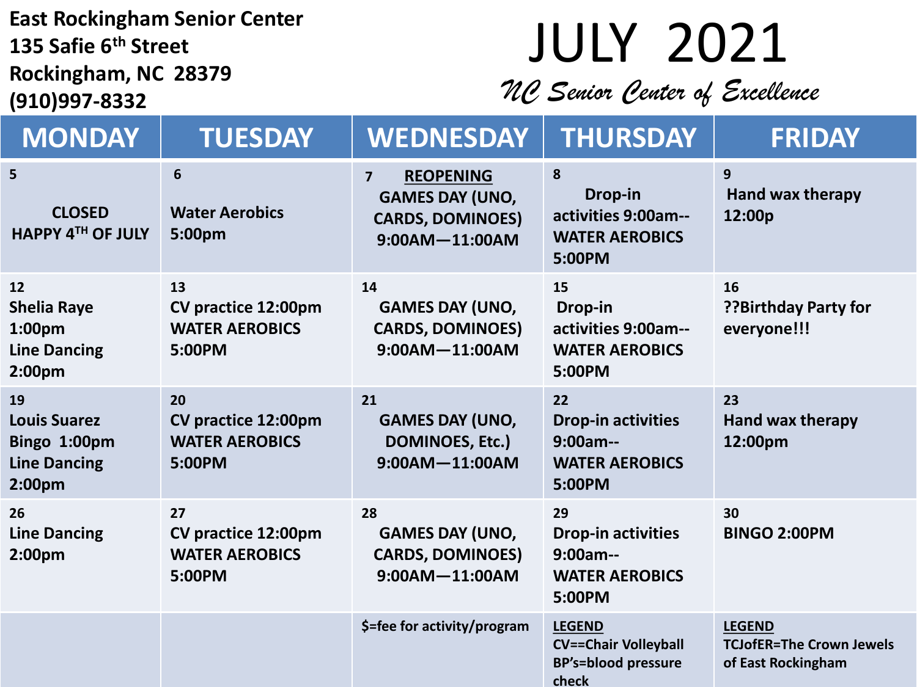East Rockingham Senior Center
135 Safie 6th Street
Rockingham, NC 28379
(910)997-8332

# JULY 2021

*NC Senior Center of Excellence*

| MONDAY | TUESDAY | WEDNESDAY | THURSDAY | FRIDAY |
|---|---|---|---|---|
| 5<br>CLOSED<br>HAPPY 4TH OF JULY | 6<br>Water Aerobics 5:00pm | 7 REOPENING<br>GAMES DAY (UNO, CARDS, DOMINOES) 9:00AM—11:00AM | 8<br>Drop-in activities 9:00am--<br>WATER AEROBICS 5:00PM | 9<br>Hand wax therapy 12:00p |
| 12<br>Shelia Raye 1:00pm<br>Line Dancing 2:00pm | 13<br>CV practice 12:00pm<br>WATER AEROBICS 5:00PM | 14<br>GAMES DAY (UNO, CARDS, DOMINOES) 9:00AM—11:00AM | 15<br>Drop-in activities 9:00am--<br>WATER AEROBICS 5:00PM | 16<br>??Birthday Party for everyone!!! |
| 19<br>Louis Suarez<br>Bingo 1:00pm<br>Line Dancing 2:00pm | 20<br>CV practice 12:00pm<br>WATER AEROBICS 5:00PM | 21<br>GAMES DAY (UNO, DOMINOES, Etc.) 9:00AM—11:00AM | 22<br>Drop-in activities 9:00am--<br>WATER AEROBICS 5:00PM | 23<br>Hand wax therapy 12:00pm |
| 26<br>Line Dancing 2:00pm | 27<br>CV practice 12:00pm<br>WATER AEROBICS 5:00PM | 28<br>GAMES DAY (UNO, CARDS, DOMINOES) 9:00AM—11:00AM | 29<br>Drop-in activities 9:00am--<br>WATER AEROBICS 5:00PM | 30<br>BINGO 2:00PM |
| | | $=fee for activity/program | LEGEND<br>CV==Chair Volleyball<br>BP's=blood pressure check | LEGEND<br>TCJofER=The Crown Jewels of East Rockingham |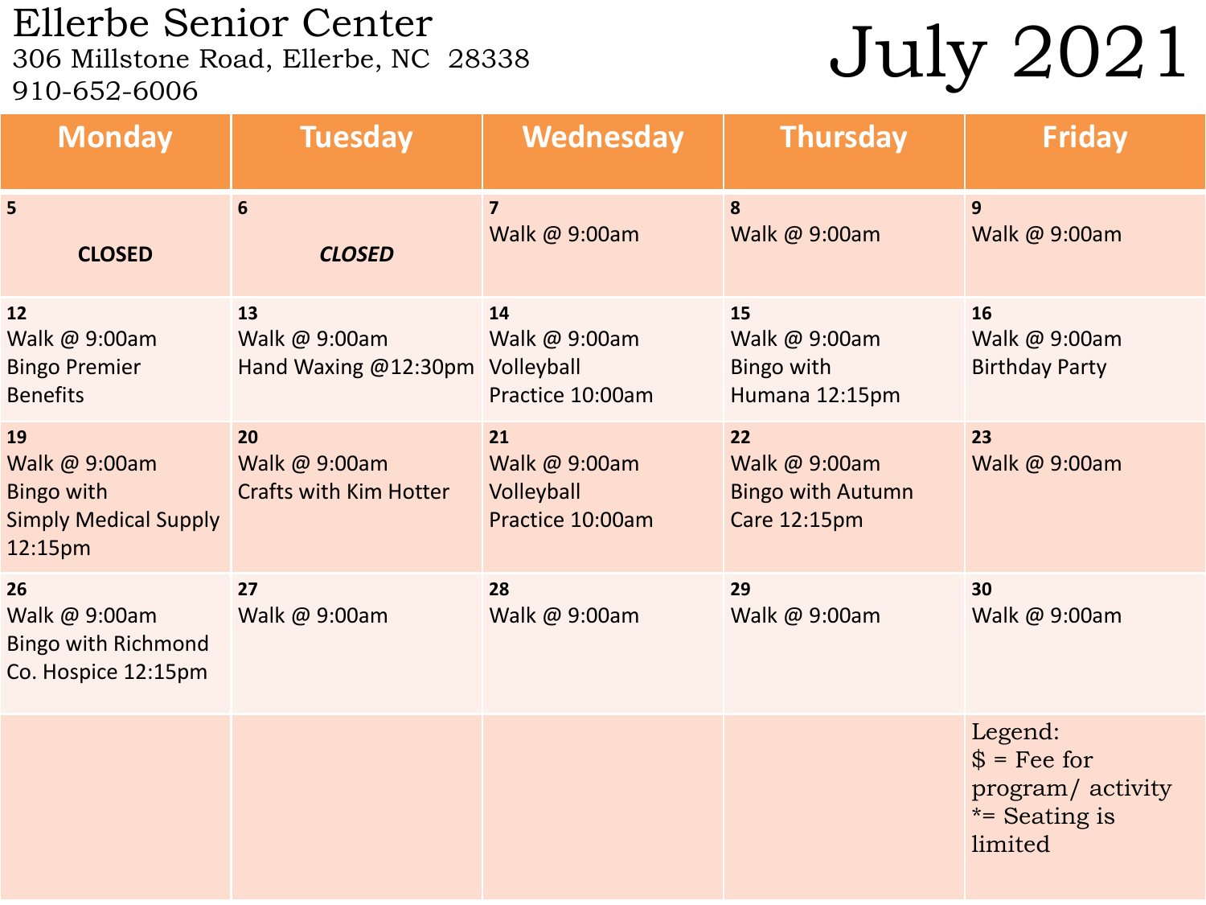# Ellerbe Senior Center

306 Millstone Road, Ellerbe, NC  28338
910-652-6006

# July 2021

| Monday | Tuesday | Wednesday | Thursday | Friday |
| --- | --- | --- | --- | --- |
| **5**<br>**CLOSED** | **6**<br>***CLOSED*** | **7**<br>Walk @ 9:00am | **8**<br>Walk @ 9:00am | **9**<br>Walk @ 9:00am |
| **12**<br>Walk @ 9:00am<br>Bingo Premier Benefits | **13**<br>Walk @ 9:00am<br>Hand Waxing @12:30pm | **14**<br>Walk @ 9:00am<br>Volleyball Practice 10:00am | **15**<br>Walk @ 9:00am<br>Bingo with Humana 12:15pm | **16**<br>Walk @ 9:00am<br>Birthday Party |
| **19**<br>Walk @ 9:00am<br>Bingo with Simply Medical Supply 12:15pm | **20**<br>Walk @ 9:00am<br>Crafts with Kim Hotter | **21**<br>Walk @ 9:00am<br>Volleyball Practice 10:00am | **22**<br>Walk @ 9:00am<br>Bingo with Autumn Care 12:15pm | **23**<br>Walk @ 9:00am |
| **26**<br>Walk @ 9:00am<br>Bingo with Richmond Co. Hospice 12:15pm | **27**<br>Walk @ 9:00am | **28**<br>Walk @ 9:00am | **29**<br>Walk @ 9:00am | **30**<br>Walk @ 9:00am |
| | | | | Legend:<br>$ = Fee for program/ activity<br>*= Seating is limited |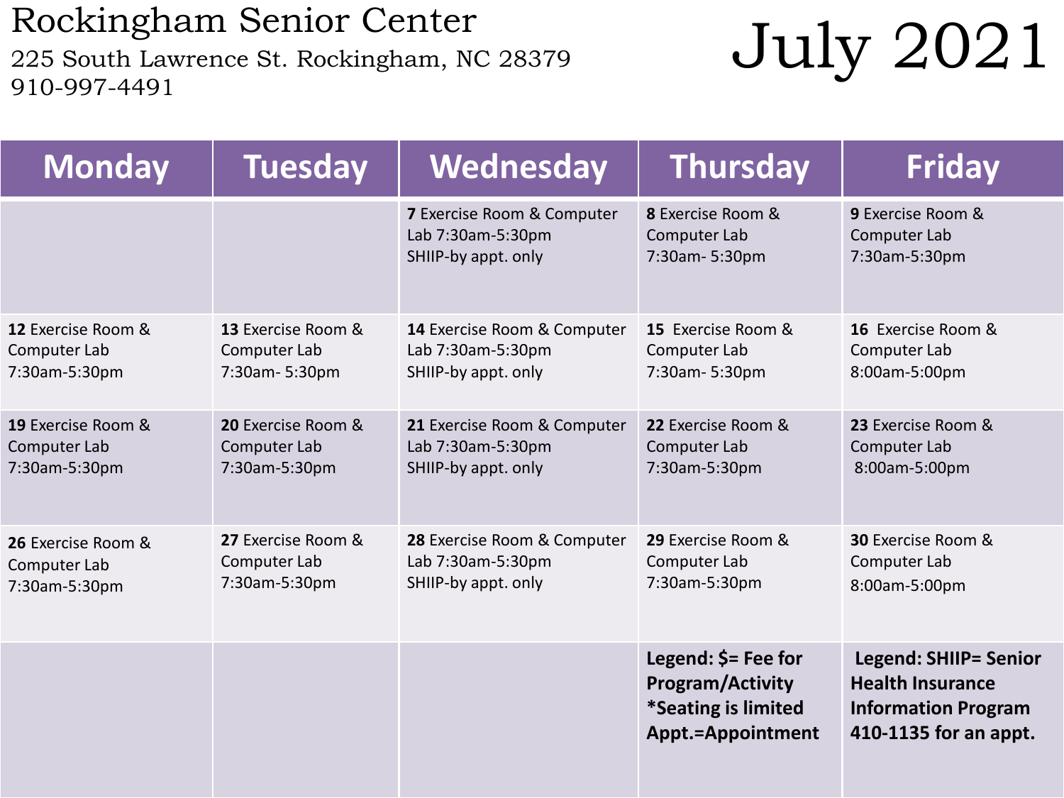# Rockingham Senior Center

225 South Lawrence St. Rockingham, NC 28379
910-997-4491

# July 2021

| Monday | Tuesday | Wednesday | Thursday | Friday |
| --- | --- | --- | --- | --- |
| | | **7** Exercise Room & Computer Lab 7:30am-5:30pm SHIIP-by appt. only | **8** Exercise Room & Computer Lab 7:30am- 5:30pm | **9** Exercise Room & Computer Lab 7:30am-5:30pm |
| **12** Exercise Room & Computer Lab 7:30am-5:30pm | **13** Exercise Room & Computer Lab 7:30am- 5:30pm | **14** Exercise Room & Computer Lab 7:30am-5:30pm SHIIP-by appt. only | **15** Exercise Room & Computer Lab 7:30am- 5:30pm | **16** Exercise Room & Computer Lab 8:00am-5:00pm |
| **19** Exercise Room & Computer Lab 7:30am-5:30pm | **20** Exercise Room & Computer Lab 7:30am-5:30pm | **21** Exercise Room & Computer Lab 7:30am-5:30pm SHIIP-by appt. only | **22** Exercise Room & Computer Lab 7:30am-5:30pm | **23** Exercise Room & Computer Lab 8:00am-5:00pm |
| **26** Exercise Room & Computer Lab 7:30am-5:30pm | **27** Exercise Room & Computer Lab 7:30am-5:30pm | **28** Exercise Room & Computer Lab 7:30am-5:30pm SHIIP-by appt. only | **29** Exercise Room & Computer Lab 7:30am-5:30pm | **30** Exercise Room & Computer Lab 8:00am-5:00pm |
| | | | **Legend: $= Fee for Program/Activity *Seating is limited Appt.=Appointment** | **Legend: SHIIP= Senior Health Insurance Information Program 410-1135 for an appt.** |